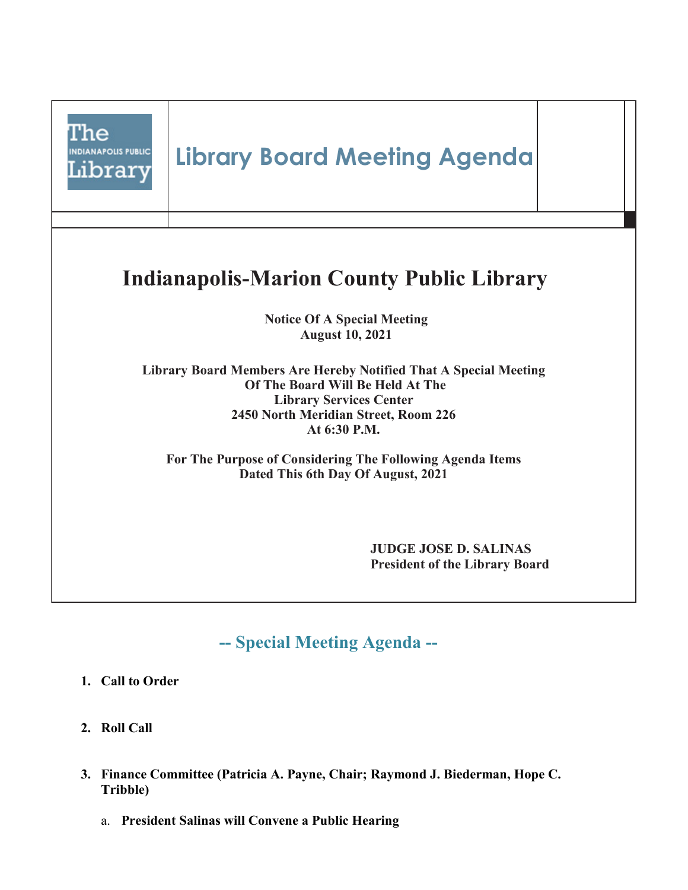# Library Board Meeting Agenda

## Indianapolis-Marion County Public Library

**Notice Of A Special Meeting**
**August 10, 2021**

**Library Board Members Are Hereby Notified That A Special Meeting Of The Board Will Be Held At The Library Services Center 2450 North Meridian Street, Room 226 At 6:30 P.M.**

**For The Purpose of Considering The Following Agenda Items Dated This 6th Day Of August, 2021**

**JUDGE JOSE D. SALINAS**
**President of the Library Board**

## -- Special Meeting Agenda --

1. **Call to Order**

2. **Roll Call**

3. **Finance Committee (Patricia A. Payne, Chair; Raymond J. Biederman, Hope C. Tribble)**

   a. **President Salinas will Convene a Public Hearing**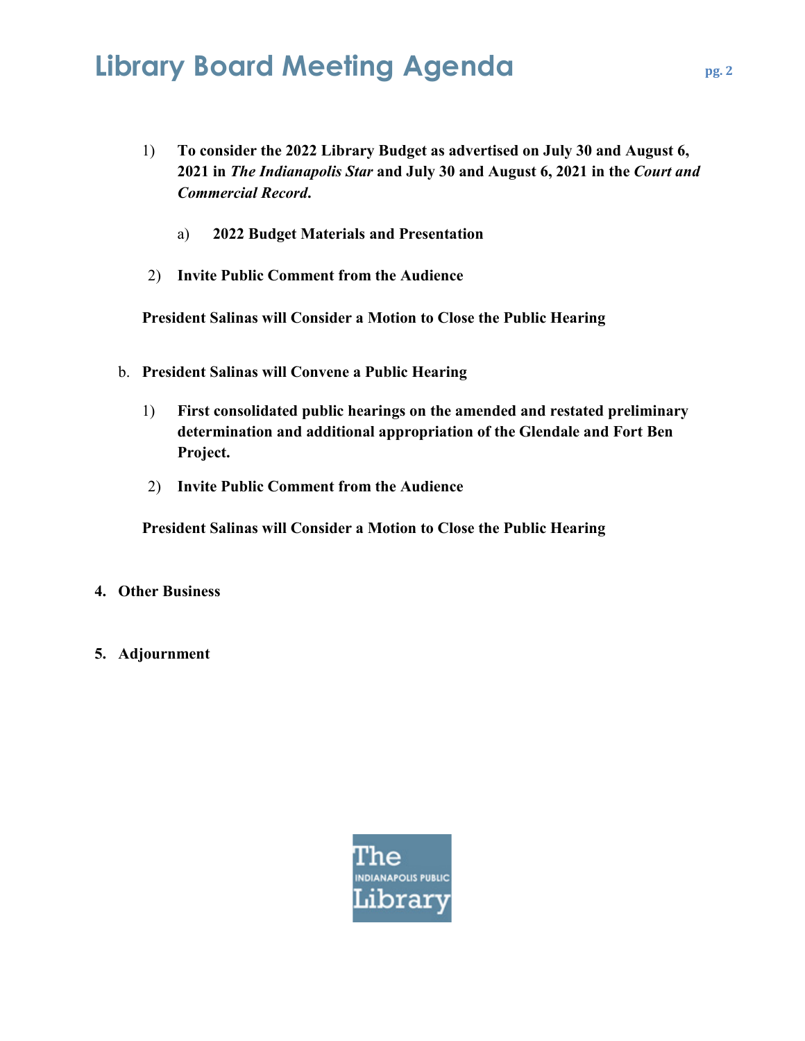1) **To consider the 2022 Library Budget as advertised on July 30 and August 6, 2021 in *The Indianapolis Star* and July 30 and August 6, 2021 in the *Court and Commercial Record*.**

   a) **2022 Budget Materials and Presentation**

2) **Invite Public Comment from the Audience**

**President Salinas will Consider a Motion to Close the Public Hearing**

b. **President Salinas will Convene a Public Hearing**

1) **First consolidated public hearings on the amended and restated preliminary determination and additional appropriation of the Glendale and Fort Ben Project.**

2) **Invite Public Comment from the Audience**

**President Salinas will Consider a Motion to Close the Public Hearing**

**4. Other Business**

**5. Adjournment**